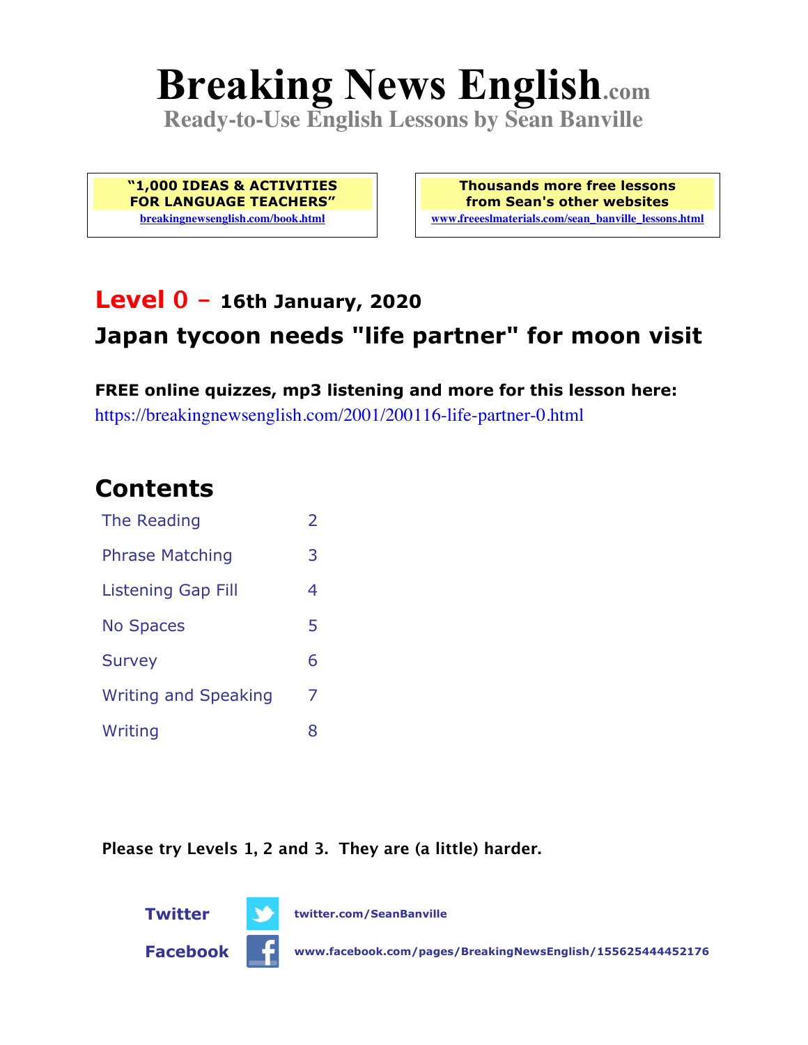# Breaking News English.com

**Ready-to-Use English Lessons by Sean Banville**

**"1,000 IDEAS & ACTIVITIES FOR LANGUAGE TEACHERS"**
breakingnewsenglish.com/book.html

**Thousands more free lessons from Sean's other websites**
www.freeeslmaterials.com/sean_banville_lessons.html

## Level 0 – 16th January, 2020

## Japan tycoon needs "life partner" for moon visit

**FREE online quizzes, mp3 listening and more for this lesson here:**
https://breakingnewsenglish.com/2001/200116-life-partner-0.html

## Contents

| | |
|---|---|
| The Reading | 2 |
| Phrase Matching | 3 |
| Listening Gap Fill | 4 |
| No Spaces | 5 |
| Survey | 6 |
| Writing and Speaking | 7 |
| Writing | 8 |

**Please try Levels 1, 2 and 3. They are (a little) harder.**

**Twitter** twitter.com/SeanBanville

**Facebook** www.facebook.com/pages/BreakingNewsEnglish/155625444452176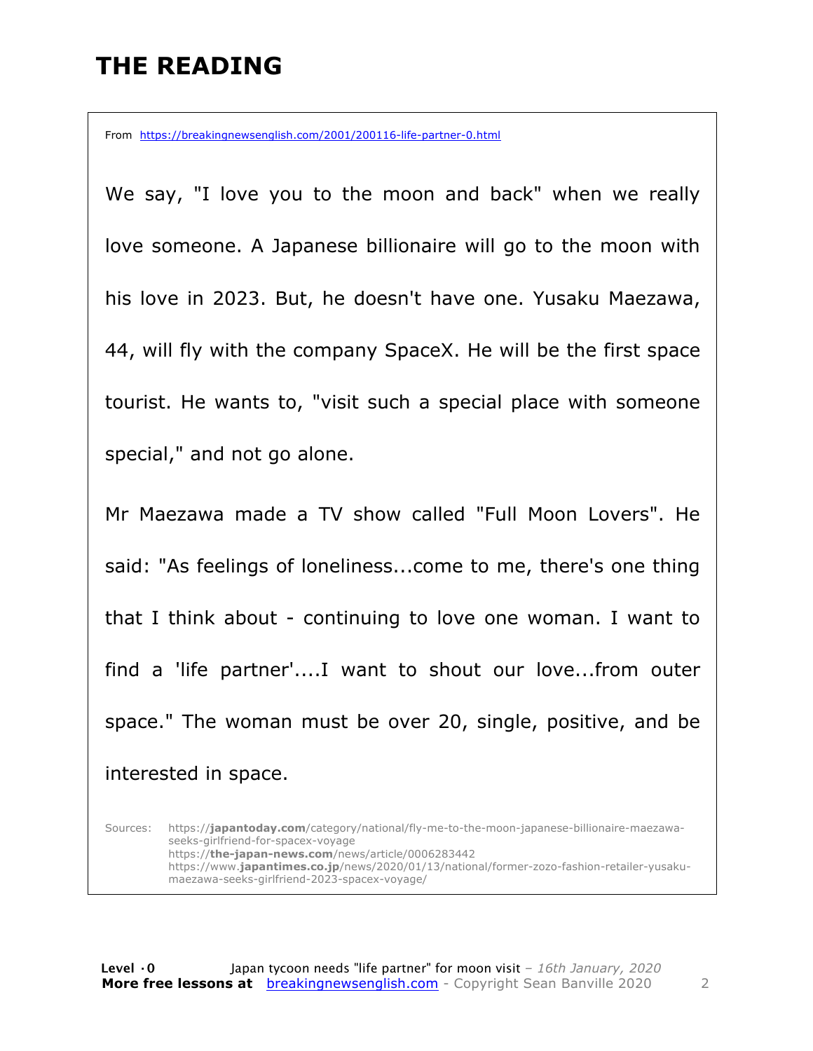# THE READING

From https://breakingnewsenglish.com/2001/200116-life-partner-0.html

We say, "I love you to the moon and back" when we really love someone. A Japanese billionaire will go to the moon with his love in 2023. But, he doesn't have one. Yusaku Maezawa, 44, will fly with the company SpaceX. He will be the first space tourist. He wants to, "visit such a special place with someone special," and not go alone.

Mr Maezawa made a TV show called "Full Moon Lovers". He said: "As feelings of loneliness...come to me, there's one thing that I think about - continuing to love one woman. I want to find a 'life partner'....I want to shout our love...from outer space." The woman must be over 20, single, positive, and be interested in space.

Sources: https://**japantoday.com**/category/national/fly-me-to-the-moon-japanese-billionaire-maezawa-seeks-girlfriend-for-spacex-voyage
https://**the-japan-news.com**/news/article/0006283442
https://www.**japantimes.co.jp**/news/2020/01/13/national/former-zozo-fashion-retailer-yusaku-maezawa-seeks-girlfriend-2023-spacex-voyage/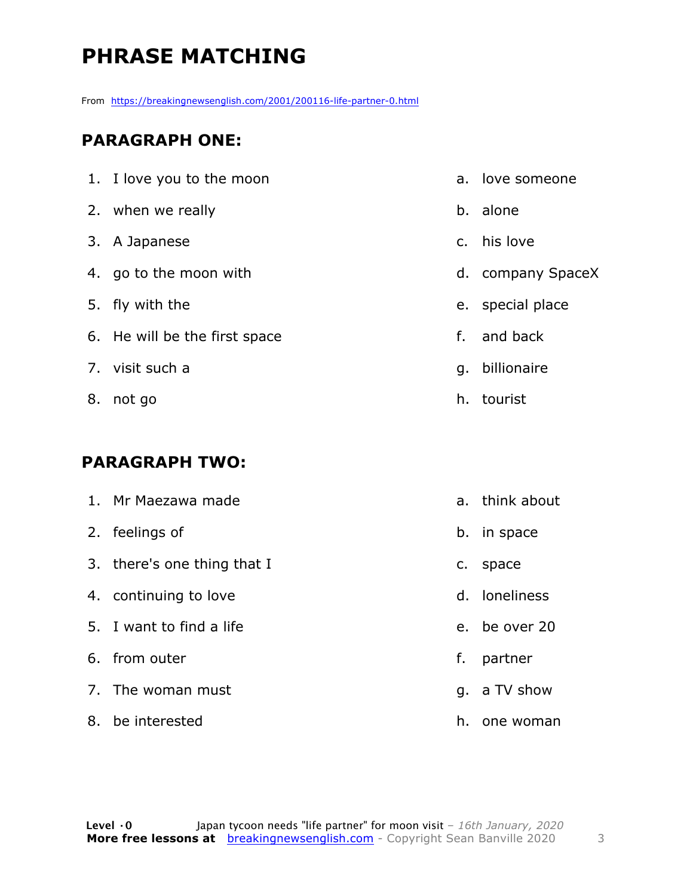# PHRASE MATCHING

From https://breakingnewsenglish.com/2001/200116-life-partner-0.html

## PARAGRAPH ONE:

| | | | |
|---|---|---|---|
| 1. | I love you to the moon | a. | love someone |
| 2. | when we really | b. | alone |
| 3. | A Japanese | c. | his love |
| 4. | go to the moon with | d. | company SpaceX |
| 5. | fly with the | e. | special place |
| 6. | He will be the first space | f. | and back |
| 7. | visit such a | g. | billionaire |
| 8. | not go | h. | tourist |

## PARAGRAPH TWO:

| | | | |
|---|---|---|---|
| 1. | Mr Maezawa made | a. | think about |
| 2. | feelings of | b. | in space |
| 3. | there's one thing that I | c. | space |
| 4. | continuing to love | d. | loneliness |
| 5. | I want to find a life | e. | be over 20 |
| 6. | from outer | f. | partner |
| 7. | The woman must | g. | a TV show |
| 8. | be interested | h. | one woman |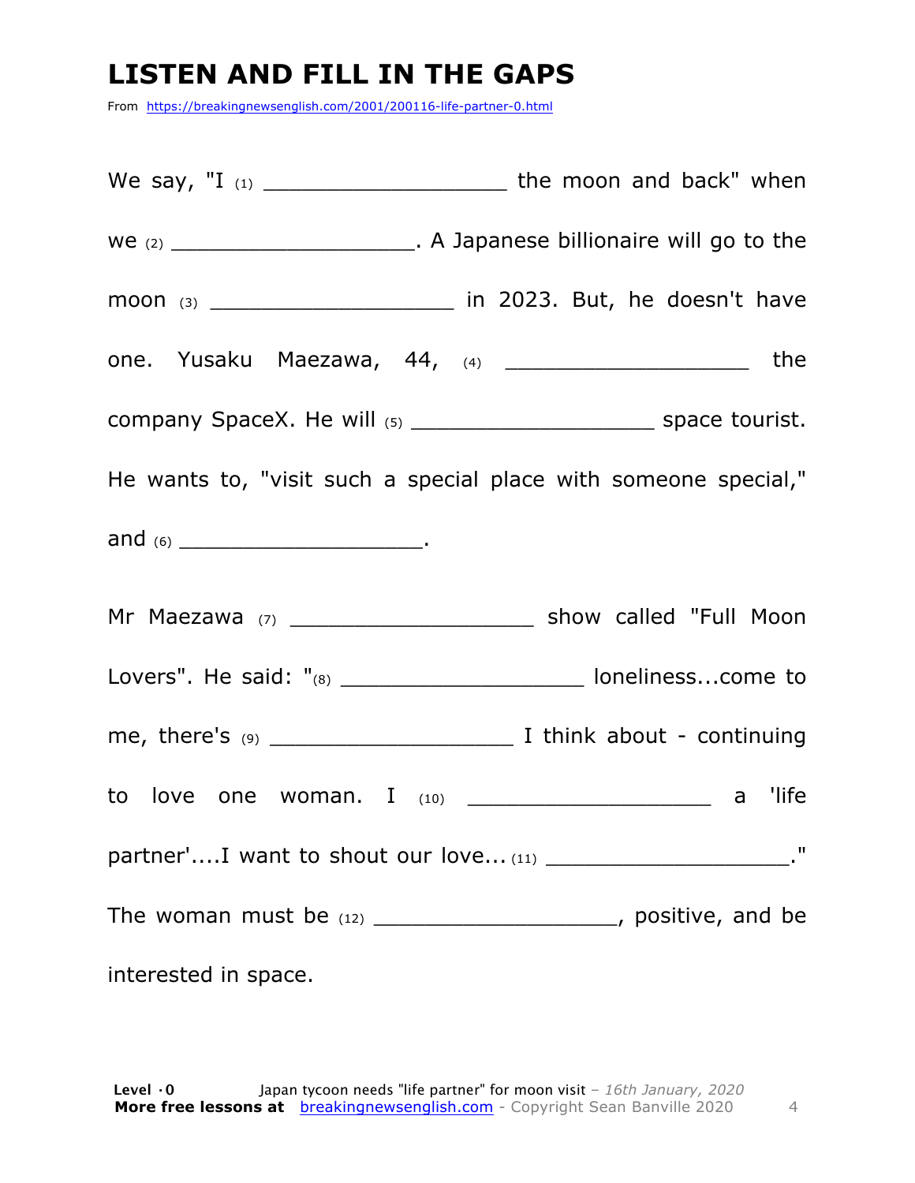# LISTEN AND FILL IN THE GAPS

From https://breakingnewsenglish.com/2001/200116-life-partner-0.html

We say, "I (1) ___________________ the moon and back" when we (2) ___________________. A Japanese billionaire will go to the moon (3) ___________________ in 2023. But, he doesn't have one. Yusaku Maezawa, 44, (4) ___________________ the company SpaceX. He will (5) ___________________ space tourist. He wants to, "visit such a special place with someone special," and (6) ___________________.

Mr Maezawa (7) ___________________ show called "Full Moon Lovers". He said: "(8) ___________________ loneliness...come to me, there's (9) ___________________ I think about - continuing to love one woman. I (10) ___________________ a 'life partner'....I want to shout our love... (11) ___________________." The woman must be (12) ___________________, positive, and be interested in space.

**Level ·0** Japan tycoon needs "life partner" for moon visit – *16th January, 2020*
**More free lessons at** breakingnewsenglish.com - Copyright Sean Banville 2020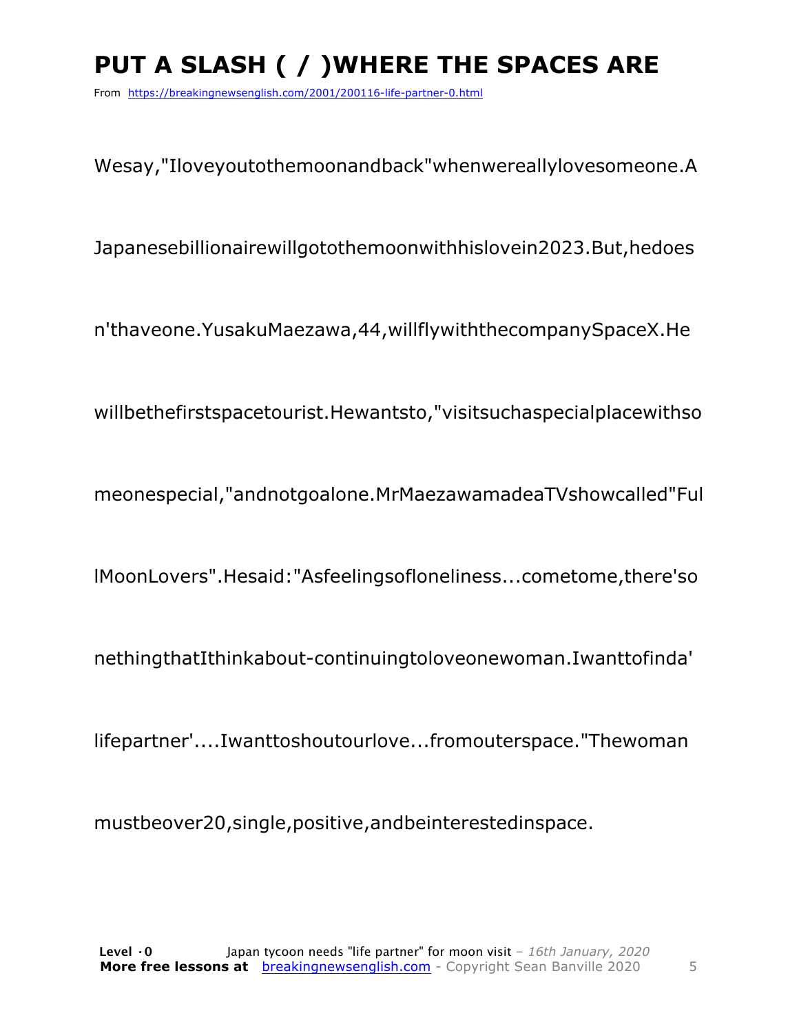# PUT A SLASH ( / )WHERE THE SPACES ARE

From https://breakingnewsenglish.com/2001/200116-life-partner-0.html

Wesay,"Iloveyoutothemoonandback"whenwereallylovesomeone.A

Japanesebillionairewillgotothemoonwithhislovein2023.But,hedoes

n'thaveone.YusakuMaezawa,44,willflywiththecompanySpaceX.He

willbethefirstspacetourist.Hewantsto,"visitsuchaspecialplacewithso

meonespecial,"andnotgoalone.MrMaezawamadeaTVshowcalled"Ful

lMoonLovers".Hesaid:"Asfeelingsofloneliness...cometome,there'so

nethingthatIthinkabout-continuingtoloveonewoman.Iwanttofinda'

lifepartner'....Iwanttoshoutourlove...fromouterspace."Thewoman

mustbeover20,single,positive,andbeinterestedinspace.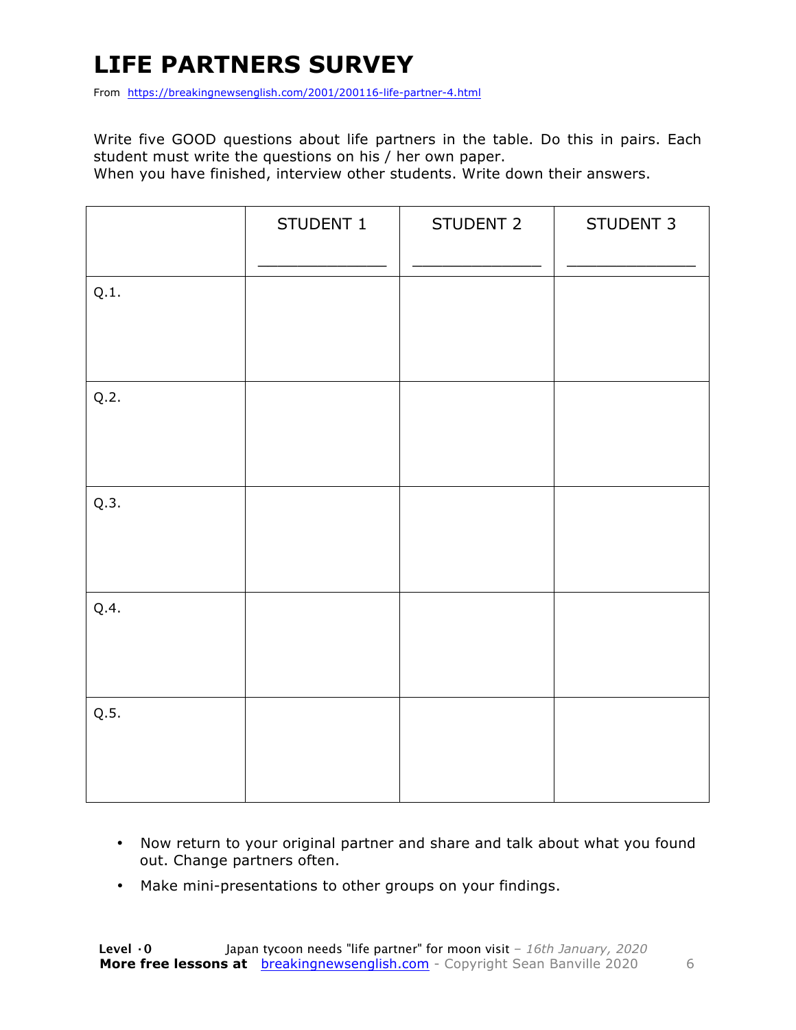# LIFE PARTNERS SURVEY

From https://breakingnewsenglish.com/2001/200116-life-partner-4.html

Write five GOOD questions about life partners in the table. Do this in pairs. Each student must write the questions on his / her own paper.
When you have finished, interview other students. Write down their answers.

| | STUDENT 1<br>_______________ | STUDENT 2<br>_______________ | STUDENT 3<br>_______________ |
|---|---|---|---|
| Q.1. | | | |
| Q.2. | | | |
| Q.3. | | | |
| Q.4. | | | |
| Q.5. | | | |

- Now return to your original partner and share and talk about what you found out. Change partners often.
- Make mini-presentations to other groups on your findings.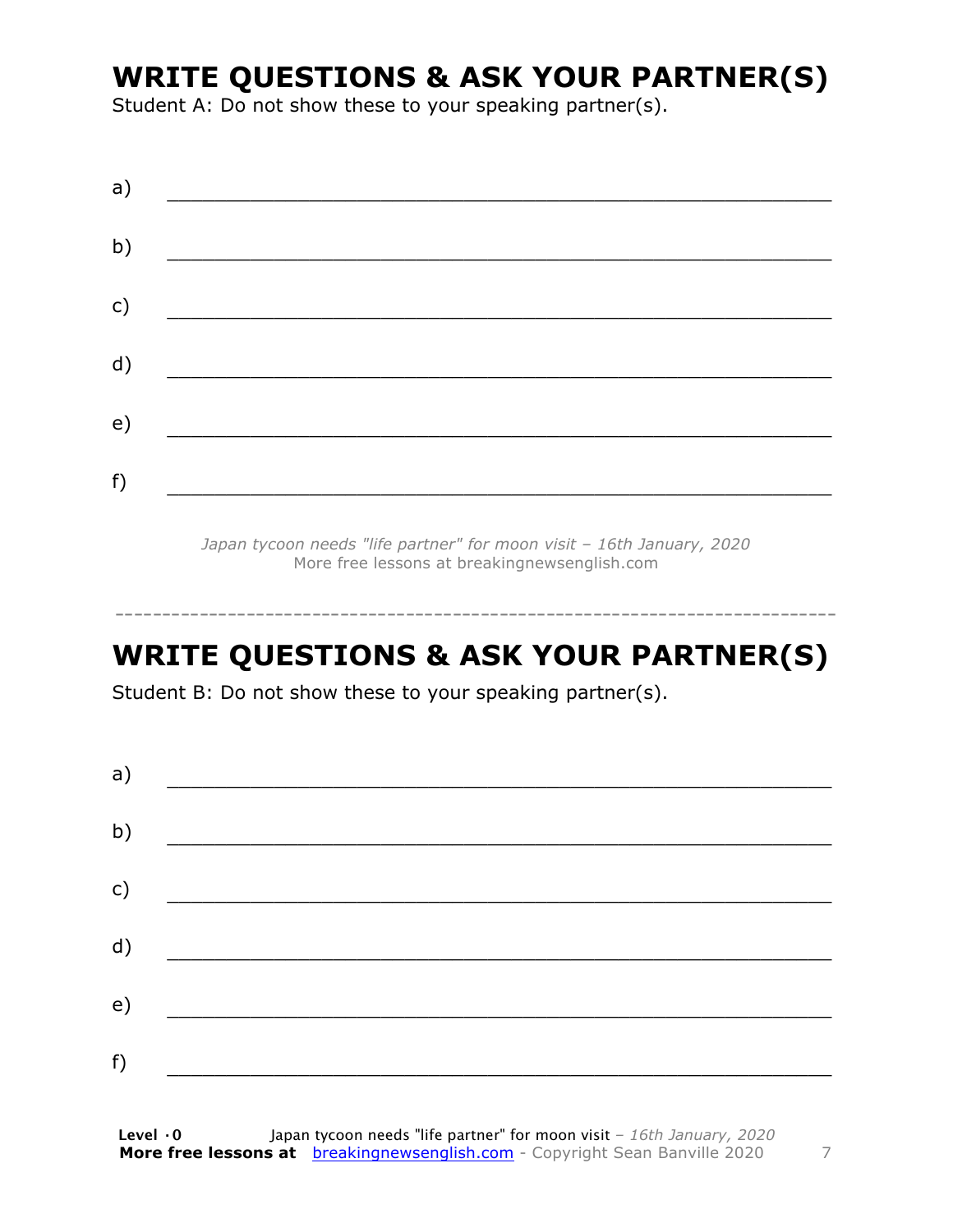## WRITE QUESTIONS & ASK YOUR PARTNER(S)

Student A: Do not show these to your speaking partner(s).

a) ___________________________________________________________

b) ___________________________________________________________

c) ___________________________________________________________

d) ___________________________________________________________

e) ___________________________________________________________

f) ___________________________________________________________

*Japan tycoon needs "life partner" for moon visit – 16th January, 2020*
More free lessons at breakingnewsenglish.com

---

## WRITE QUESTIONS & ASK YOUR PARTNER(S)

Student B: Do not show these to your speaking partner(s).

a) ___________________________________________________________

b) ___________________________________________________________

c) ___________________________________________________________

d) ___________________________________________________________

e) ___________________________________________________________

f) ___________________________________________________________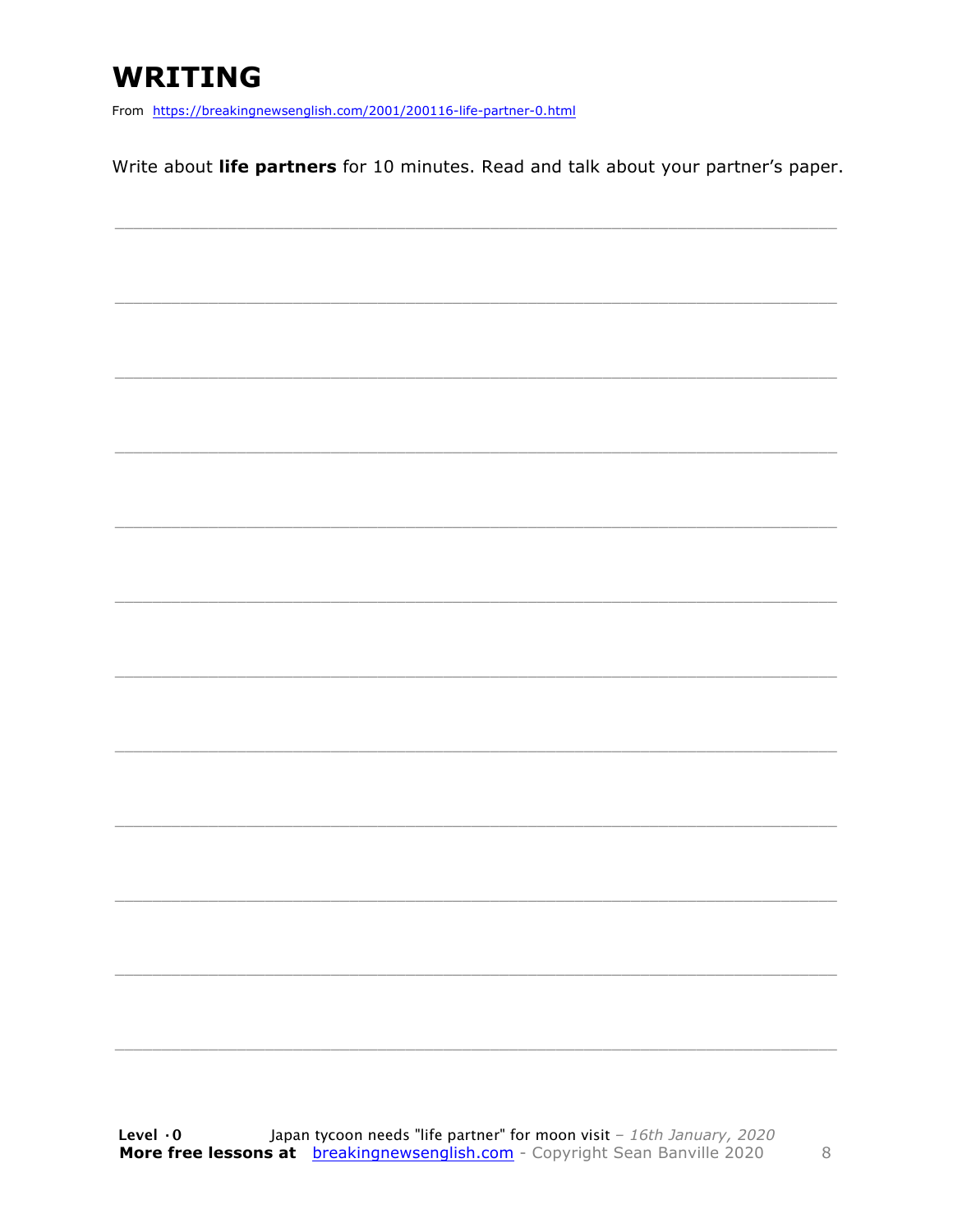# WRITING

From https://breakingnewsenglish.com/2001/200116-life-partner-0.html

Write about **life partners** for 10 minutes. Read and talk about your partner's paper.

______________________________________________________________________

______________________________________________________________________

______________________________________________________________________

______________________________________________________________________

______________________________________________________________________

______________________________________________________________________

______________________________________________________________________

______________________________________________________________________

______________________________________________________________________

______________________________________________________________________

______________________________________________________________________

______________________________________________________________________